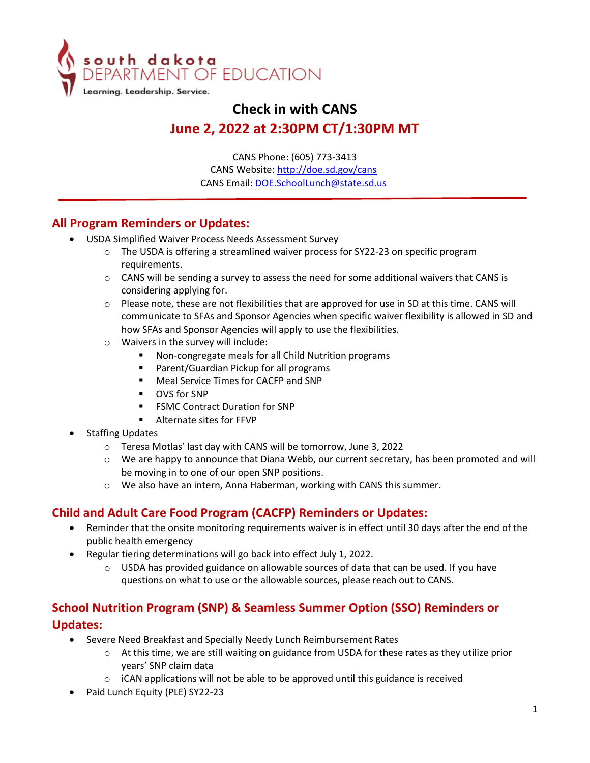south dakota DEPARTMENT OF EDUCATION

Learning. Leadership. Service.

# Check in with CANS

## June 2, 2022 at 2:30PM CT/1:30PM MT

CANS Phone: (605) 773-3413
CANS Website: http://doe.sd.gov/cans
CANS Email: DOE.SchoolLunch@state.sd.us

---

## All Program Reminders or Updates:

- USDA Simplified Waiver Process Needs Assessment Survey
  - The USDA is offering a streamlined waiver process for SY22-23 on specific program requirements.
  - CANS will be sending a survey to assess the need for some additional waivers that CANS is considering applying for.
  - Please note, these are not flexibilities that are approved for use in SD at this time. CANS will communicate to SFAs and Sponsor Agencies when specific waiver flexibility is allowed in SD and how SFAs and Sponsor Agencies will apply to use the flexibilities.
  - Waivers in the survey will include:
    - Non-congregate meals for all Child Nutrition programs
    - Parent/Guardian Pickup for all programs
    - Meal Service Times for CACFP and SNP
    - OVS for SNP
    - FSMC Contract Duration for SNP
    - Alternate sites for FFVP
- Staffing Updates
  - Teresa Motlas' last day with CANS will be tomorrow, June 3, 2022
  - We are happy to announce that Diana Webb, our current secretary, has been promoted and will be moving in to one of our open SNP positions.
  - We also have an intern, Anna Haberman, working with CANS this summer.

## Child and Adult Care Food Program (CACFP) Reminders or Updates:

- Reminder that the onsite monitoring requirements waiver is in effect until 30 days after the end of the public health emergency
- Regular tiering determinations will go back into effect July 1, 2022.
  - USDA has provided guidance on allowable sources of data that can be used. If you have questions on what to use or the allowable sources, please reach out to CANS.

## School Nutrition Program (SNP) & Seamless Summer Option (SSO) Reminders or Updates:

- Severe Need Breakfast and Specially Needy Lunch Reimbursement Rates
  - At this time, we are still waiting on guidance from USDA for these rates as they utilize prior years' SNP claim data
  - iCAN applications will not be able to be approved until this guidance is received
- Paid Lunch Equity (PLE) SY22-23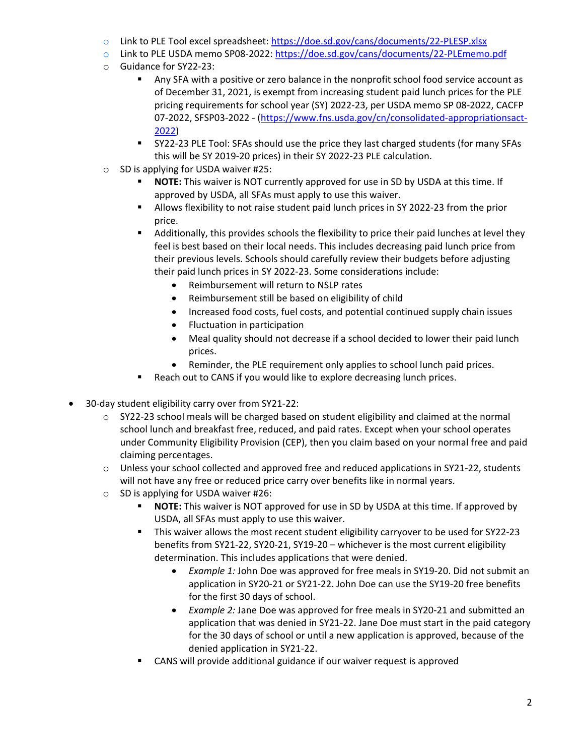- Link to PLE Tool excel spreadsheet: [https://doe.sd.gov/cans/documents/22-PLESP.xlsx](https://doe.sd.gov/cans/documents/22-PLESP.xlsx)
  - Link to PLE USDA memo SP08-2022: [https://doe.sd.gov/cans/documents/22-PLEmemo.pdf](https://doe.sd.gov/cans/documents/22-PLEmemo.pdf)
  - Guidance for SY22-23:
    - Any SFA with a positive or zero balance in the nonprofit school food service account as of December 31, 2021, is exempt from increasing student paid lunch prices for the PLE pricing requirements for school year (SY) 2022-23, per USDA memo SP 08-2022, CACFP 07-2022, SFSP03-2022 - ([https://www.fns.usda.gov/cn/consolidated-appropriationsact-2022](https://www.fns.usda.gov/cn/consolidated-appropriationsact-2022))
    - SY22-23 PLE Tool: SFAs should use the price they last charged students (for many SFAs this will be SY 2019-20 prices) in their SY 2022-23 PLE calculation.
  - SD is applying for USDA waiver #25:
    - **NOTE:** This waiver is NOT currently approved for use in SD by USDA at this time. If approved by USDA, all SFAs must apply to use this waiver.
    - Allows flexibility to not raise student paid lunch prices in SY 2022-23 from the prior price.
    - Additionally, this provides schools the flexibility to price their paid lunches at level they feel is best based on their local needs. This includes decreasing paid lunch price from their previous levels. Schools should carefully review their budgets before adjusting their paid lunch prices in SY 2022-23. Some considerations include:
      - Reimbursement will return to NSLP rates
      - Reimbursement still be based on eligibility of child
      - Increased food costs, fuel costs, and potential continued supply chain issues
      - Fluctuation in participation
      - Meal quality should not decrease if a school decided to lower their paid lunch prices.
      - Reminder, the PLE requirement only applies to school lunch paid prices.
    - Reach out to CANS if you would like to explore decreasing lunch prices.

- 30-day student eligibility carry over from SY21-22:
  - SY22-23 school meals will be charged based on student eligibility and claimed at the normal school lunch and breakfast free, reduced, and paid rates. Except when your school operates under Community Eligibility Provision (CEP), then you claim based on your normal free and paid claiming percentages.
  - Unless your school collected and approved free and reduced applications in SY21-22, students will not have any free or reduced price carry over benefits like in normal years.
  - SD is applying for USDA waiver #26:
    - **NOTE:** This waiver is NOT approved for use in SD by USDA at this time. If approved by USDA, all SFAs must apply to use this waiver.
    - This waiver allows the most recent student eligibility carryover to be used for SY22-23 benefits from SY21-22, SY20-21, SY19-20 – whichever is the most current eligibility determination. This includes applications that were denied.
      - *Example 1:* John Doe was approved for free meals in SY19-20. Did not submit an application in SY20-21 or SY21-22. John Doe can use the SY19-20 free benefits for the first 30 days of school.
      - *Example 2:* Jane Doe was approved for free meals in SY20-21 and submitted an application that was denied in SY21-22. Jane Doe must start in the paid category for the 30 days of school or until a new application is approved, because of the denied application in SY21-22.
    - CANS will provide additional guidance if our waiver request is approved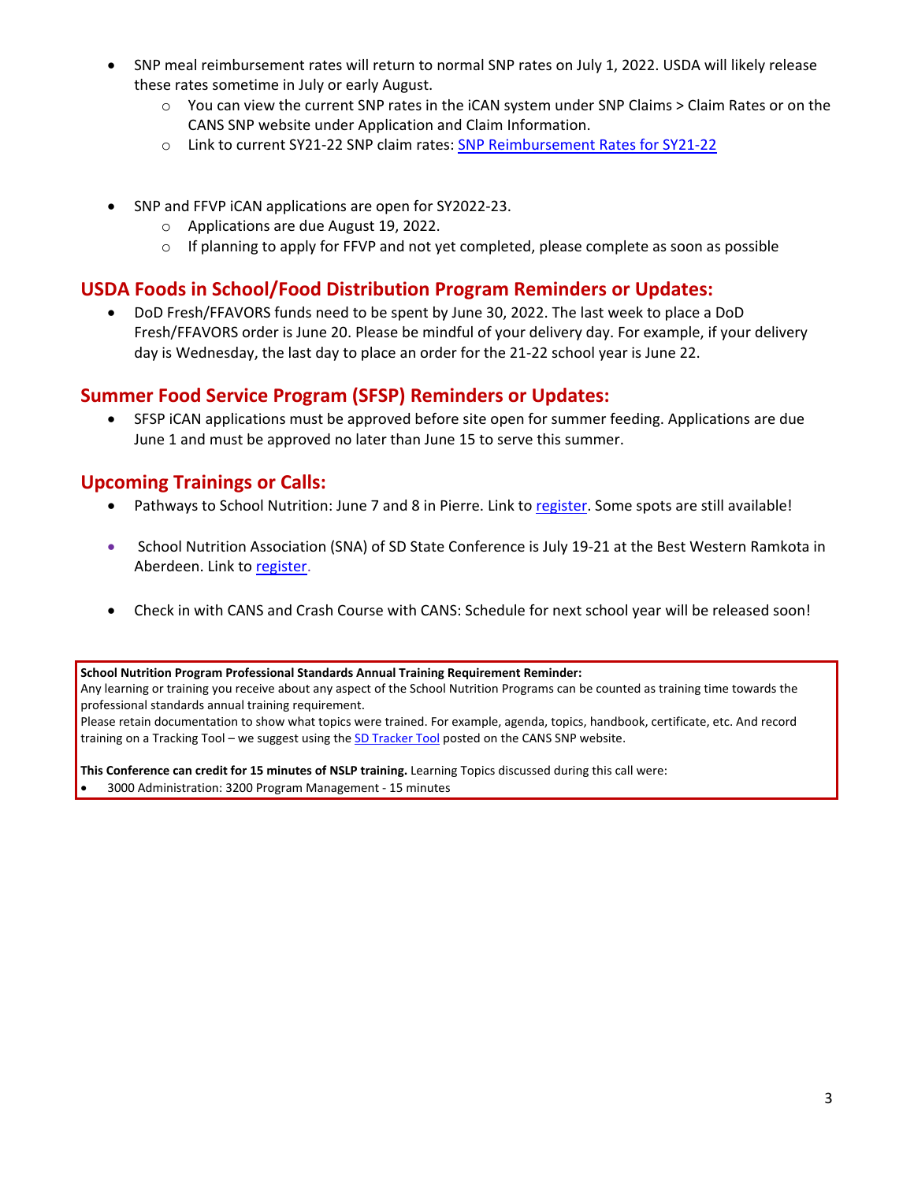- SNP meal reimbursement rates will return to normal SNP rates on July 1, 2022. USDA will likely release these rates sometime in July or early August.
    - You can view the current SNP rates in the iCAN system under SNP Claims > Claim Rates or on the CANS SNP website under Application and Claim Information.
    - Link to current SY21-22 SNP claim rates: SNP Reimbursement Rates for SY21-22

- SNP and FFVP iCAN applications are open for SY2022-23.
    - Applications are due August 19, 2022.
    - If planning to apply for FFVP and not yet completed, please complete as soon as possible

## USDA Foods in School/Food Distribution Program Reminders or Updates:

- DoD Fresh/FFAVORS funds need to be spent by June 30, 2022. The last week to place a DoD Fresh/FFAVORS order is June 20. Please be mindful of your delivery day. For example, if your delivery day is Wednesday, the last day to place an order for the 21-22 school year is June 22.

## Summer Food Service Program (SFSP) Reminders or Updates:

- SFSP iCAN applications must be approved before site open for summer feeding. Applications are due June 1 and must be approved no later than June 15 to serve this summer.

## Upcoming Trainings or Calls:

- Pathways to School Nutrition: June 7 and 8 in Pierre. Link to register. Some spots are still available!

- School Nutrition Association (SNA) of SD State Conference is July 19-21 at the Best Western Ramkota in Aberdeen. Link to register.

- Check in with CANS and Crash Course with CANS: Schedule for next school year will be released soon!

**School Nutrition Program Professional Standards Annual Training Requirement Reminder:**
Any learning or training you receive about any aspect of the School Nutrition Programs can be counted as training time towards the professional standards annual training requirement.
Please retain documentation to show what topics were trained. For example, agenda, topics, handbook, certificate, etc. And record training on a Tracking Tool – we suggest using the SD Tracker Tool posted on the CANS SNP website.

**This Conference can credit for 15 minutes of NSLP training.** Learning Topics discussed during this call were:

- 3000 Administration: 3200 Program Management - 15 minutes